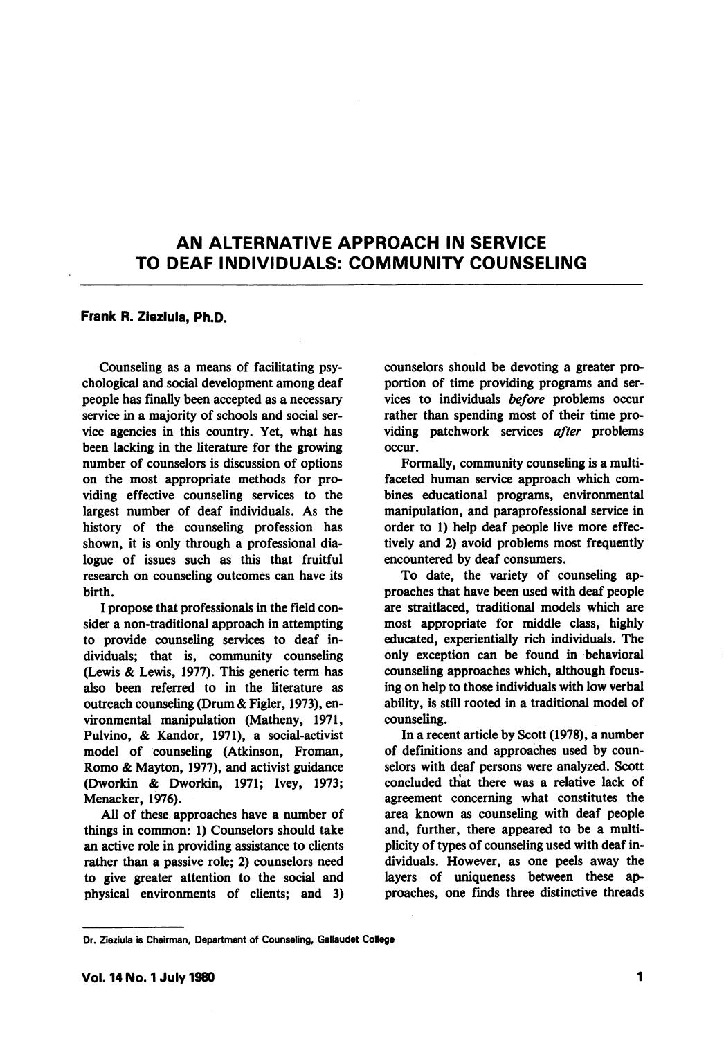# AN ALTERNATIVE APPROACH IN SERVICE TO DEAF INDIVIDUALS: COMMUNITY COUNSELING

**Frank R. Zieziula, Ph.D.**

Counseling as a means of facilitating psychological and social development among deaf people has finally been accepted as a necessary service in a majority of schools and social service agencies in this country. Yet, what has been lacking in the literature for the growing number of counselors is discussion of options on the most appropriate methods for providing effective counseling services to the largest number of deaf individuals. As the history of the counseling profession has shown, it is only through a professional dialogue of issues such as this that fruitful research on counseling outcomes can have its birth.

I propose that professionals in the field consider a non-traditional approach in attempting to provide counseling services to deaf individuals; that is, community counseling (Lewis & Lewis, 1977). This generic term has also been referred to in the literature as outreach counseling (Drum & Figler, 1973), environmental manipulation (Matheny, 1971, Pulvino, & Kandor, 1971), a social-activist model of counseling (Atkinson, Froman, Romo & Mayton, 1977), and activist guidance (Dworkin & Dworkin, 1971; Ivey, 1973; Menacker, 1976).

All of these approaches have a number of things in common: 1) Counselors should take an active role in providing assistance to clients rather than a passive role; 2) counselors need to give greater attention to the social and physical environments of clients; and 3) counselors should be devoting a greater proportion of time providing programs and services to individuals *before* problems occur rather than spending most of their time providing patchwork services *after* problems occur.

Formally, community counseling is a multifaceted human service approach which combines educational programs, environmental manipulation, and paraprofessional service in order to 1) help deaf people live more effectively and 2) avoid problems most frequently encountered by deaf consumers.

To date, the variety of counseling approaches that have been used with deaf people are straitlaced, traditional models which are most appropriate for middle class, highly educated, experientially rich individuals. The only exception can be found in behavioral counseling approaches which, although focusing on help to those individuals with low verbal ability, is still rooted in a traditional model of counseling.

In a recent article by Scott (1978), a number of definitions and approaches used by counselors with deaf persons were analyzed. Scott concluded that there was a relative lack of agreement concerning what constitutes the area known as counseling with deaf people and, further, there appeared to be a multiplicity of types of counseling used with deaf individuals. However, as one peels away the layers of uniqueness between these approaches, one finds three distinctive threads

Dr. Zieziula is Chairman, Department of Counseling, Gallaudet College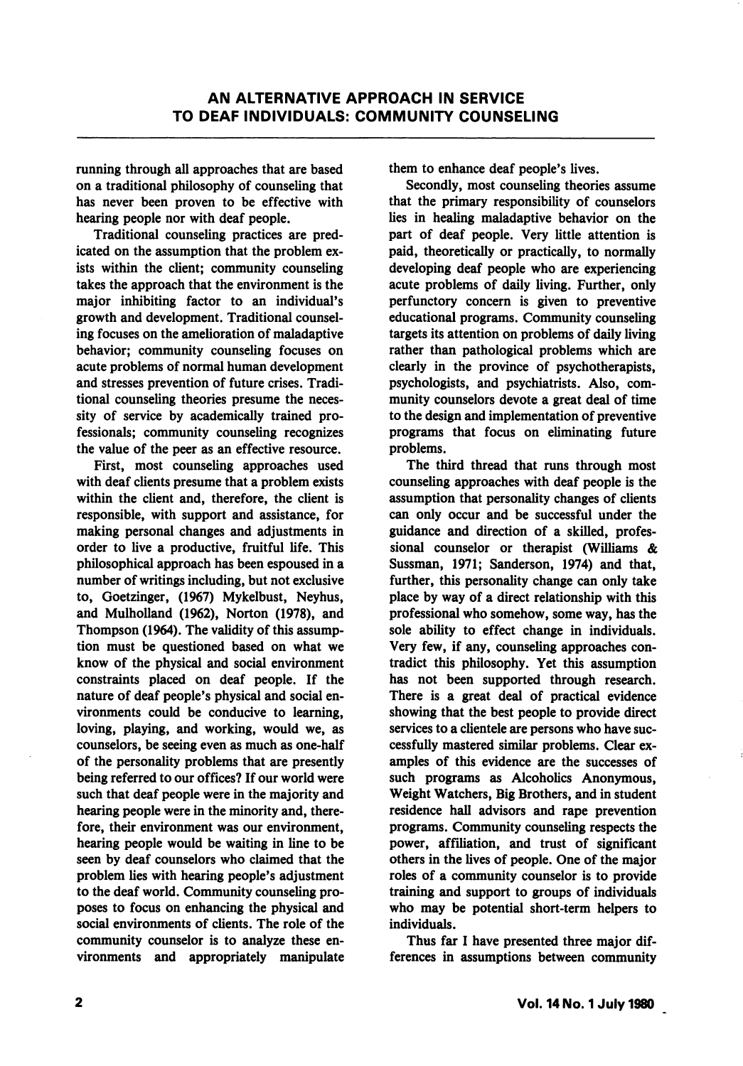running through all approaches that are based on a traditional philosophy of counseling that has never been proven to be effective with hearing people nor with deaf people.

Traditional counseling practices are predicated on the assumption that the problem exists within the client; community counseling takes the approach that the environment is the major inhibiting factor to an individual's growth and development. Traditional counseling focuses on the amelioration of maladaptive behavior; community counseling focuses on acute problems of normal human development and stresses prevention of future crises. Traditional counseling theories presume the necessity of service by academically trained professionals; community counseling recognizes the value of the peer as an effective resource.

First, most counseling approaches used with deaf clients presume that a problem exists within the client and, therefore, the client is responsible, with support and assistance, for making personal changes and adjustments in order to live a productive, fruitful life. This philosophical approach has been espoused in a number of writings including, but not exclusive to, Goetzinger, (1967) Mykelbust, Neyhus, and Mulholland (1962), Norton (1978), and Thompson (1964). The validity of this assumption must be questioned based on what we know of the physical and social environment constraints placed on deaf people. If the nature of deaf people's physical and social environments could be conducive to learning, loving, playing, and working, would we, as counselors, be seeing even as much as one-half of the personality problems that are presently being referred to our offices? If our world were such that deaf people were in the majority and hearing people were in the minority and, therefore, their environment was our environment, hearing people would be waiting in line to be seen by deaf counselors who claimed that the problem lies with hearing people's adjustment to the deaf world. Community counseling proposes to focus on enhancing the physical and social environments of clients. The role of the community counselor is to analyze these environments and appropriately manipulate them to enhance deaf people's lives.

Secondly, most counseling theories assume that the primary responsibility of counselors lies in healing maladaptive behavior on the part of deaf people. Very little attention is paid, theoretically or practically, to normally developing deaf people who are experiencing acute problems of daily living. Further, only perfunctory concern is given to preventive educational programs. Community counseling targets its attention on problems of daily living rather than pathological problems which are clearly in the province of psychotherapists, psychologists, and psychiatrists. Also, community counselors devote a great deal of time to the design and implementation of preventive programs that focus on eliminating future problems.

The third thread that runs through most counseling approaches with deaf people is the assumption that personality changes of clients can only occur and be successful under the guidance and direction of a skilled, professional counselor or therapist (Williams & Sussman, 1971; Sanderson, 1974) and that, further, this personality change can only take place by way of a direct relationship with this professional who somehow, some way, has the sole ability to effect change in individuals. Very few, if any, counseling approaches contradict this philosophy. Yet this assumption has not been supported through research. There is a great deal of practical evidence showing that the best people to provide direct services to a clientele are persons who have successfully mastered similar problems. Clear examples of this evidence are the successes of such programs as Alcoholics Anonymous, Weight Watchers, Big Brothers, and in student residence hall advisors and rape prevention programs. Community counseling respects the power, affiliation, and trust of significant others in the lives of people. One of the major roles of a community counselor is to provide training and support to groups of individuals who may be potential short-term helpers to individuals.

Thus far I have presented three major differences in assumptions between community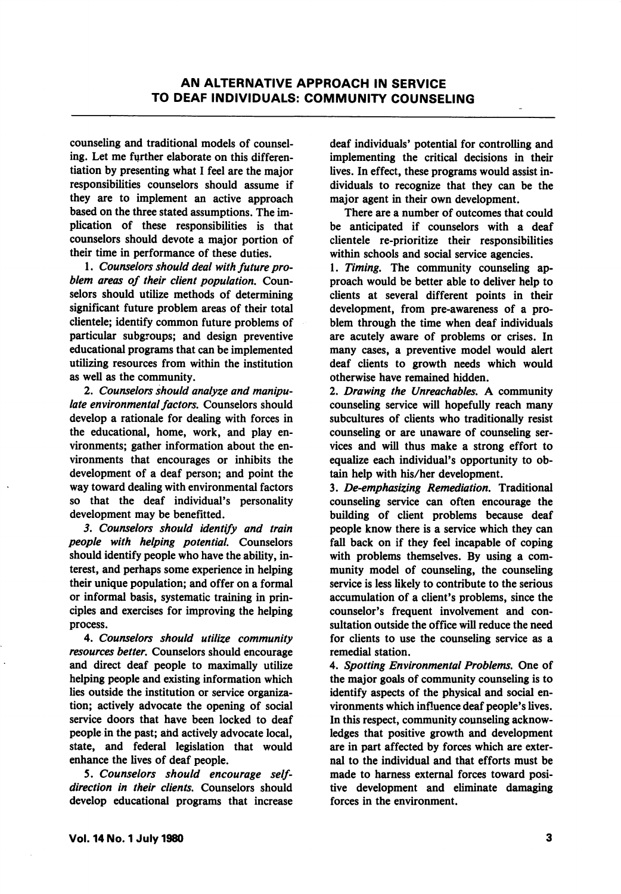counseling and traditional models of counseling. Let me further elaborate on this differentiation by presenting what I feel are the major responsibilities counselors should assume if they are to implement an active approach based on the three stated assumptions. The implication of these responsibilities is that counselors should devote a major portion of their time in performance of these duties.

1. *Counselors should deal with future problem areas of their client population.* Counselors should utilize methods of determining significant future problem areas of their total clientele; identify common future problems of particular subgroups; and design preventive educational programs that can be implemented utilizing resources from within the institution as well as the community.

2. *Counselors should analyze and manipulate environmental factors.* Counselors should develop a rationale for dealing with forces in the educational, home, work, and play environments; gather information about the environments that encourages or inhibits the development of a deaf person; and point the way toward dealing with environmental factors so that the deaf individual's personality development may be benefitted.

3. *Counselors should identify and train people with helping potential.* Counselors should identify people who have the ability, interest, and perhaps some experience in helping their unique population; and offer on a formal or informal basis, systematic training in principles and exercises for improving the helping process.

4. *Counselors should utilize community resources better.* Counselors should encourage and direct deaf people to maximally utilize helping people and existing information which lies outside the institution or service organization; actively advocate the opening of social service doors that have been locked to deaf people in the past; and actively advocate local, state, and federal legislation that would enhance the lives of deaf people.

5. *Counselors should encourage self-direction in their clients.* Counselors should develop educational programs that increase deaf individuals' potential for controlling and implementing the critical decisions in their lives. In effect, these programs would assist individuals to recognize that they can be the major agent in their own development.

There are a number of outcomes that could be anticipated if counselors with a deaf clientele re-prioritize their responsibilities within schools and social service agencies.

1. *Timing.* The community counseling approach would be better able to deliver help to clients at several different points in their development, from pre-awareness of a problem through the time when deaf individuals are acutely aware of problems or crises. In many cases, a preventive model would alert deaf clients to growth needs which would otherwise have remained hidden.

2. *Drawing the Unreachables.* A community counseling service will hopefully reach many subcultures of clients who traditionally resist counseling or are unaware of counseling services and will thus make a strong effort to equalize each individual's opportunity to obtain help with his/her development.

3. *De-emphasizing Remediation.* Traditional counseling service can often encourage the building of client problems because deaf people know there is a service which they can fall back on if they feel incapable of coping with problems themselves. By using a community model of counseling, the counseling service is less likely to contribute to the serious accumulation of a client's problems, since the counselor's frequent involvement and consultation outside the office will reduce the need for clients to use the counseling service as a remedial station.

4. *Spotting Environmental Problems.* One of the major goals of community counseling is to identify aspects of the physical and social environments which influence deaf people's lives. In this respect, community counseling acknowledges that positive growth and development are in part affected by forces which are external to the individual and that efforts must be made to harness external forces toward positive development and eliminate damaging forces in the environment.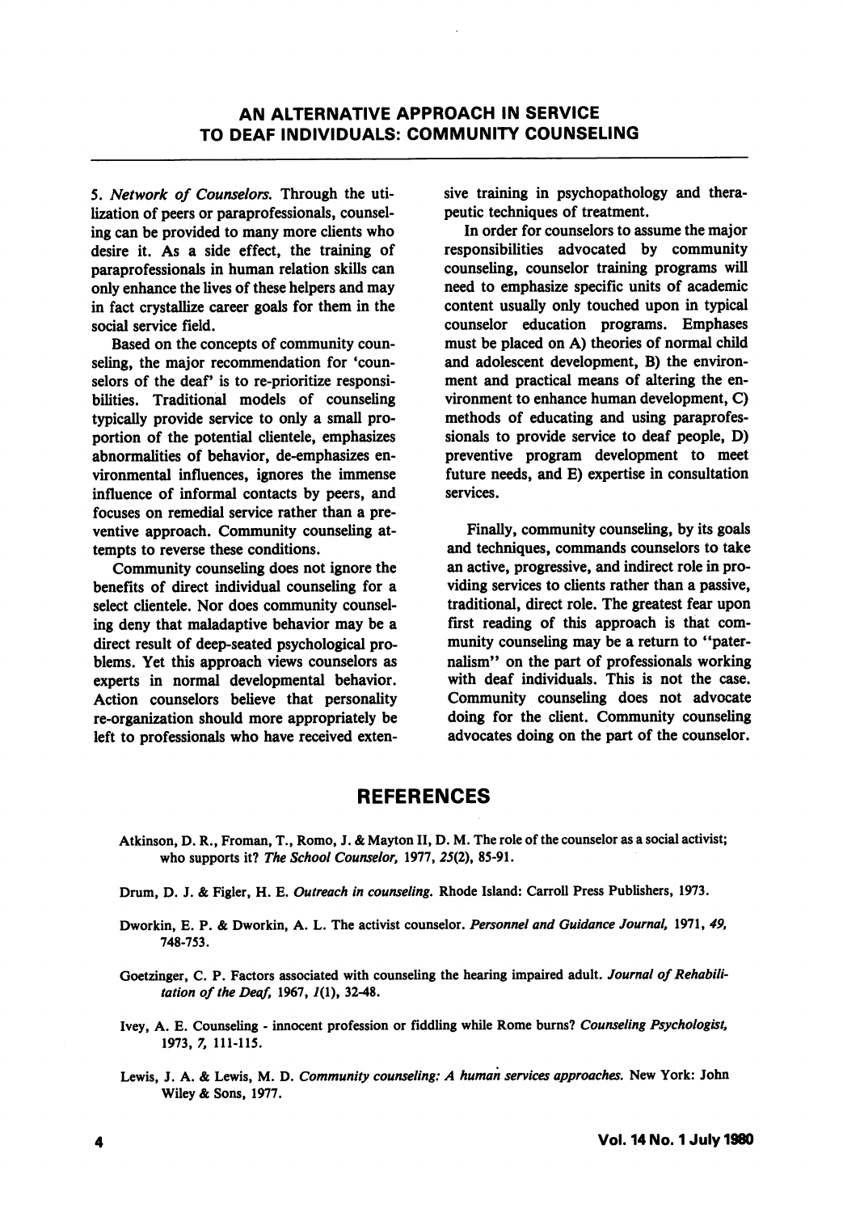5. *Network of Counselors.* Through the utilization of peers or paraprofessionals, counseling can be provided to many more clients who desire it. As a side effect, the training of paraprofessionals in human relation skills can only enhance the lives of these helpers and may in fact crystallize career goals for them in the social service field.

Based on the concepts of community counseling, the major recommendation for 'counselors of the deaf' is to re-prioritize responsibilities. Traditional models of counseling typically provide service to only a small proportion of the potential clientele, emphasizes abnormalities of behavior, de-emphasizes environmental influences, ignores the immense influence of informal contacts by peers, and focuses on remedial service rather than a preventive approach. Community counseling attempts to reverse these conditions.

Community counseling does not ignore the benefits of direct individual counseling for a select clientele. Nor does community counseling deny that maladaptive behavior may be a direct result of deep-seated psychological problems. Yet this approach views counselors as experts in normal developmental behavior. Action counselors believe that personality re-organization should more appropriately be left to professionals who have received extensive training in psychopathology and therapeutic techniques of treatment.

In order for counselors to assume the major responsibilities advocated by community counseling, counselor training programs will need to emphasize specific units of academic content usually only touched upon in typical counselor education programs. Emphases must be placed on A) theories of normal child and adolescent development, B) the environment and practical means of altering the environment to enhance human development, C) methods of educating and using paraprofessionals to provide service to deaf people, D) preventive program development to meet future needs, and E) expertise in consultation services.

Finally, community counseling, by its goals and techniques, commands counselors to take an active, progressive, and indirect role in providing services to clients rather than a passive, traditional, direct role. The greatest fear upon first reading of this approach is that community counseling may be a return to "paternalism" on the part of professionals working with deaf individuals. This is not the case. Community counseling does not advocate doing for the client. Community counseling advocates doing on the part of the counselor.

## REFERENCES

Atkinson, D. R., Froman, T., Romo, J. & Mayton II, D. M. The role of the counselor as a social activist; who supports it? *The School Counselor,* 1977, *25*(2), 85-91.

Drum, D. J. & Figler, H. E. *Outreach in counseling.* Rhode Island: Carroll Press Publishers, 1973.

Dworkin, E. P. & Dworkin, A. L. The activist counselor. *Personnel and Guidance Journal,* 1971, *49,* 748-753.

Goetzinger, C. P. Factors associated with counseling the hearing impaired adult. *Journal of Rehabilitation of the Deaf,* 1967, *1*(1), 32-48.

Ivey, A. E. Counseling - innocent profession or fiddling while Rome burns? *Counseling Psychologist,* 1973, *7,* 111-115.

Lewis, J. A. & Lewis, M. D. *Community counseling: A human services approaches.* New York: John Wiley & Sons, 1977.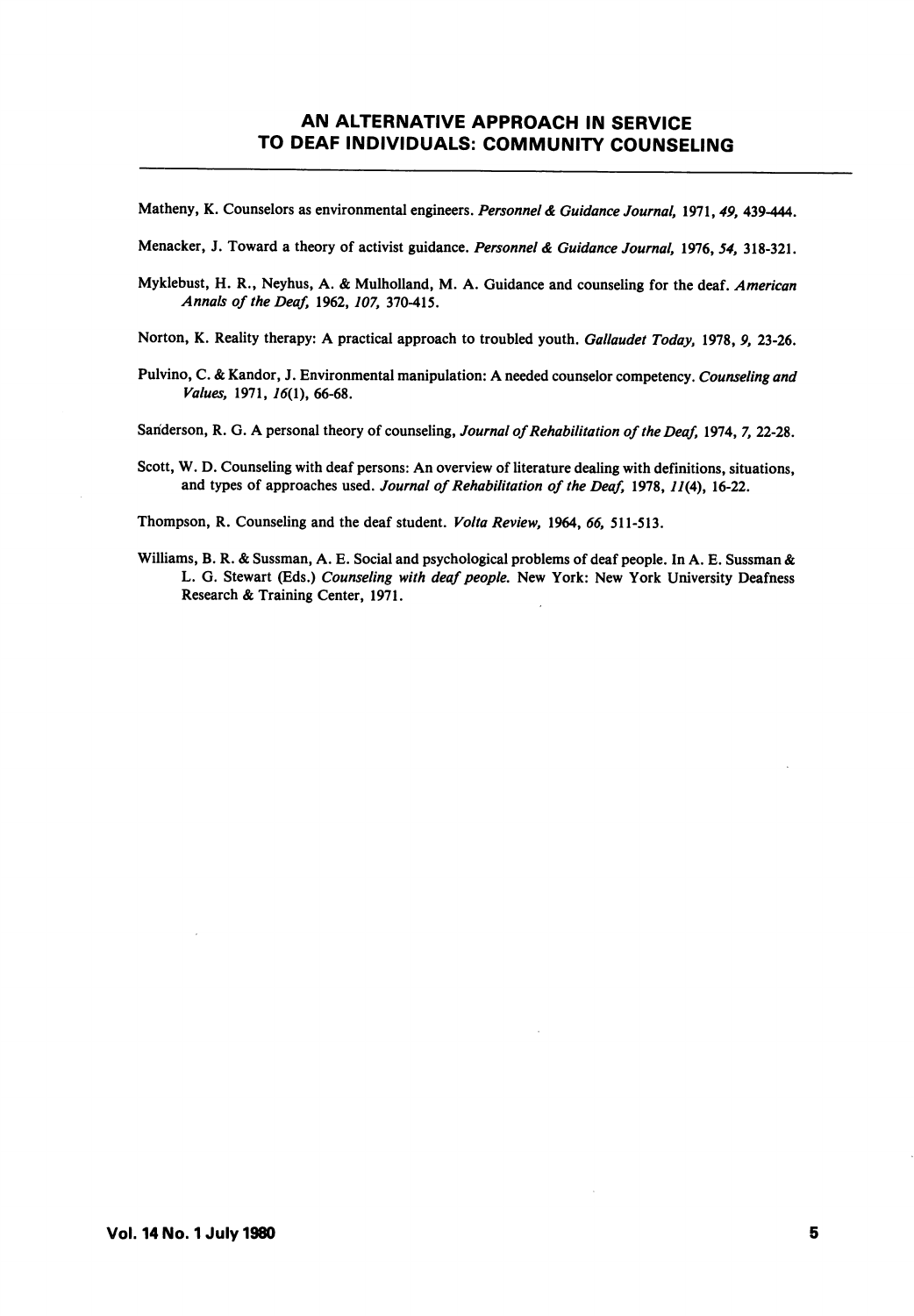Matheny, K. Counselors as environmental engineers. *Personnel & Guidance Journal,* 1971, *49,* 439-444.

Menacker, J. Toward a theory of activist guidance. *Personnel & Guidance Journal,* 1976, *54,* 318-321.

Myklebust, H. R., Neyhus, A. & Mulholland, M. A. Guidance and counseling for the deaf. *American Annals of the Deaf,* 1962, *107,* 370-415.

Norton, K. Reality therapy: A practical approach to troubled youth. *Gallaudet Today,* 1978, *9,* 23-26.

Pulvino, C. & Kandor, J. Environmental manipulation: A needed counselor competency. *Counseling and Values,* 1971, *16*(1), 66-68.

Sanderson, R. G. A personal theory of counseling, *Journal of Rehabilitation of the Deaf,* 1974, *7,* 22-28.

Scott, W. D. Counseling with deaf persons: An overview of literature dealing with definitions, situations, and types of approaches used. *Journal of Rehabilitation of the Deaf,* 1978, *11*(4), 16-22.

Thompson, R. Counseling and the deaf student. *Volta Review,* 1964, *66,* 511-513.

Williams, B. R. & Sussman, A. E. Social and psychological problems of deaf people. In A. E. Sussman & L. G. Stewart (Eds.) *Counseling with deaf people.* New York: New York University Deafness Research & Training Center, 1971.